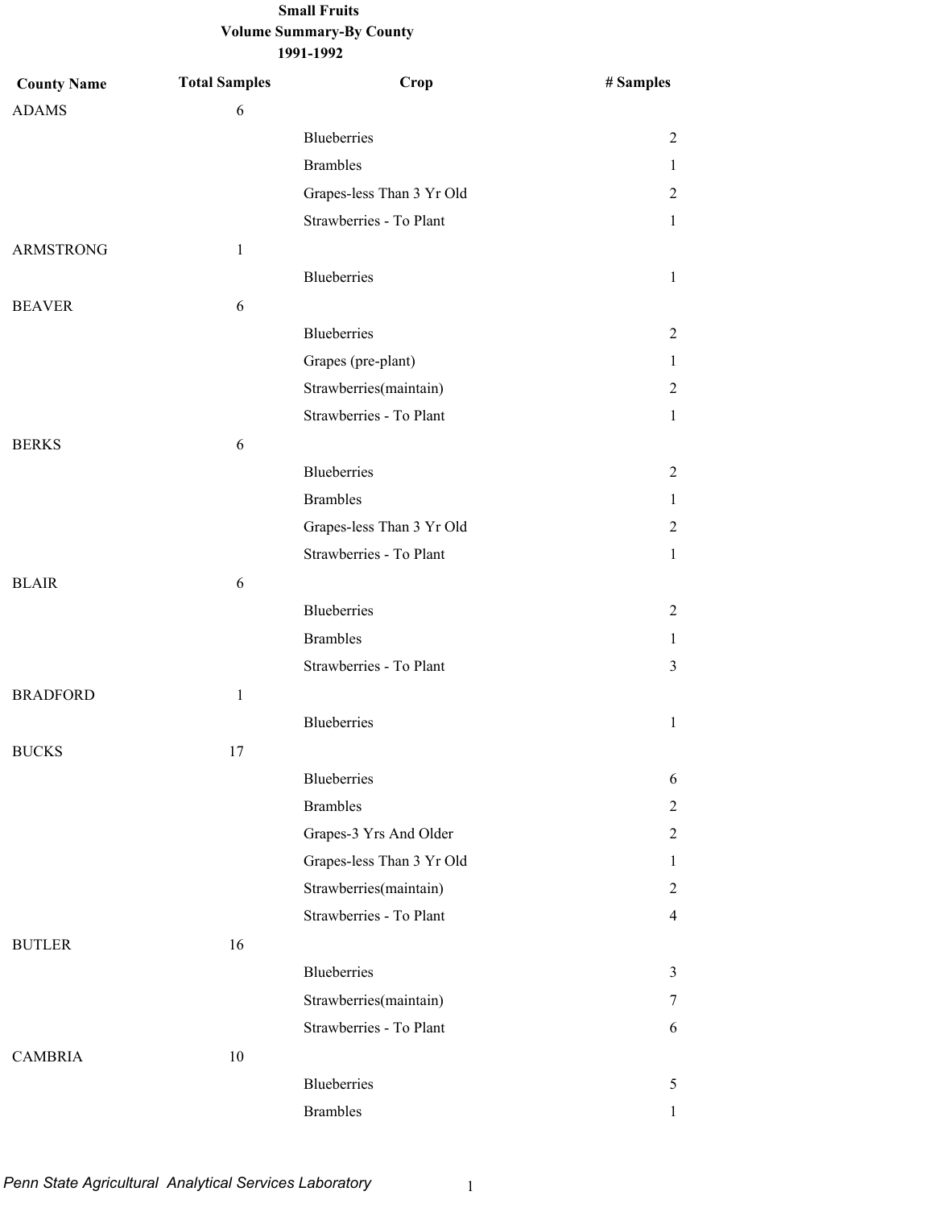**Small Fruits**

**Volume Summary-By County**

**1991-1992**

| County Name | Total Samples | Crop | # Samples |
|---|---|---|---|
| ADAMS | 6 | | |
| | | Blueberries | 2 |
| | | Brambles | 1 |
| | | Grapes-less Than 3 Yr Old | 2 |
| | | Strawberries - To Plant | 1 |
| ARMSTRONG | 1 | | |
| | | Blueberries | 1 |
| BEAVER | 6 | | |
| | | Blueberries | 2 |
| | | Grapes (pre-plant) | 1 |
| | | Strawberries(maintain) | 2 |
| | | Strawberries - To Plant | 1 |
| BERKS | 6 | | |
| | | Blueberries | 2 |
| | | Brambles | 1 |
| | | Grapes-less Than 3 Yr Old | 2 |
| | | Strawberries - To Plant | 1 |
| BLAIR | 6 | | |
| | | Blueberries | 2 |
| | | Brambles | 1 |
| | | Strawberries - To Plant | 3 |
| BRADFORD | 1 | | |
| | | Blueberries | 1 |
| BUCKS | 17 | | |
| | | Blueberries | 6 |
| | | Brambles | 2 |
| | | Grapes-3 Yrs And Older | 2 |
| | | Grapes-less Than 3 Yr Old | 1 |
| | | Strawberries(maintain) | 2 |
| | | Strawberries - To Plant | 4 |
| BUTLER | 16 | | |
| | | Blueberries | 3 |
| | | Strawberries(maintain) | 7 |
| | | Strawberries - To Plant | 6 |
| CAMBRIA | 10 | | |
| | | Blueberries | 5 |
| | | Brambles | 1 |

*Penn State Agricultural Analytical Services Laboratory*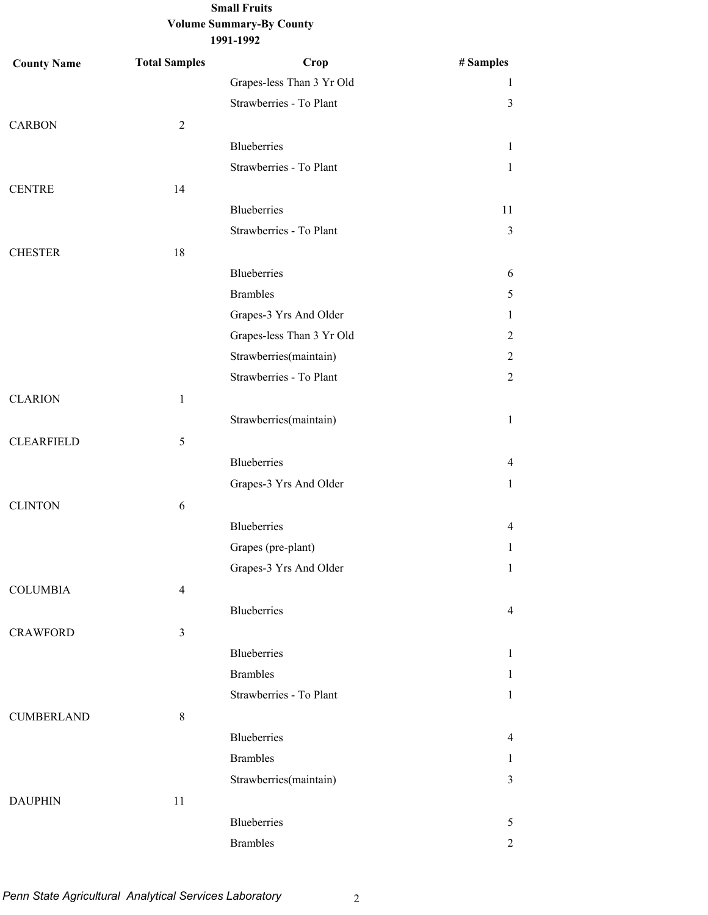**Small Fruits**
**Volume Summary-By County**
**1991-1992**

| County Name | Total Samples | Crop | # Samples |
|---|---|---|---|
| | | Grapes-less Than 3 Yr Old | 1 |
| | | Strawberries - To Plant | 3 |
| CARBON | 2 | | |
| | | Blueberries | 1 |
| | | Strawberries - To Plant | 1 |
| CENTRE | 14 | | |
| | | Blueberries | 11 |
| | | Strawberries - To Plant | 3 |
| CHESTER | 18 | | |
| | | Blueberries | 6 |
| | | Brambles | 5 |
| | | Grapes-3 Yrs And Older | 1 |
| | | Grapes-less Than 3 Yr Old | 2 |
| | | Strawberries(maintain) | 2 |
| | | Strawberries - To Plant | 2 |
| CLARION | 1 | | |
| | | Strawberries(maintain) | 1 |
| CLEARFIELD | 5 | | |
| | | Blueberries | 4 |
| | | Grapes-3 Yrs And Older | 1 |
| CLINTON | 6 | | |
| | | Blueberries | 4 |
| | | Grapes (pre-plant) | 1 |
| | | Grapes-3 Yrs And Older | 1 |
| COLUMBIA | 4 | | |
| | | Blueberries | 4 |
| CRAWFORD | 3 | | |
| | | Blueberries | 1 |
| | | Brambles | 1 |
| | | Strawberries - To Plant | 1 |
| CUMBERLAND | 8 | | |
| | | Blueberries | 4 |
| | | Brambles | 1 |
| | | Strawberries(maintain) | 3 |
| DAUPHIN | 11 | | |
| | | Blueberries | 5 |
| | | Brambles | 2 |

*Penn State Agricultural Analytical Services Laboratory*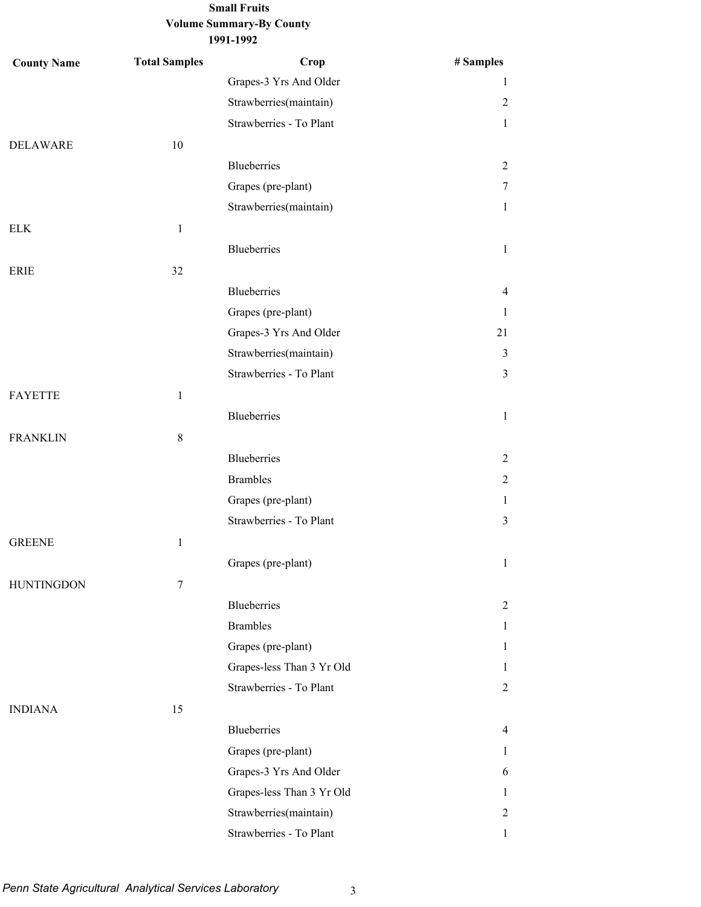**Small Fruits**
**Volume Summary-By County**
**1991-1992**

| County Name | Total Samples | Crop | # Samples |
|---|---|---|---|
| | | Grapes-3 Yrs And Older | 1 |
| | | Strawberries(maintain) | 2 |
| | | Strawberries - To Plant | 1 |
| DELAWARE | 10 | | |
| | | Blueberries | 2 |
| | | Grapes (pre-plant) | 7 |
| | | Strawberries(maintain) | 1 |
| ELK | 1 | | |
| | | Blueberries | 1 |
| ERIE | 32 | | |
| | | Blueberries | 4 |
| | | Grapes (pre-plant) | 1 |
| | | Grapes-3 Yrs And Older | 21 |
| | | Strawberries(maintain) | 3 |
| | | Strawberries - To Plant | 3 |
| FAYETTE | 1 | | |
| | | Blueberries | 1 |
| FRANKLIN | 8 | | |
| | | Blueberries | 2 |
| | | Brambles | 2 |
| | | Grapes (pre-plant) | 1 |
| | | Strawberries - To Plant | 3 |
| GREENE | 1 | | |
| | | Grapes (pre-plant) | 1 |
| HUNTINGDON | 7 | | |
| | | Blueberries | 2 |
| | | Brambles | 1 |
| | | Grapes (pre-plant) | 1 |
| | | Grapes-less Than 3 Yr Old | 1 |
| | | Strawberries - To Plant | 2 |
| INDIANA | 15 | | |
| | | Blueberries | 4 |
| | | Grapes (pre-plant) | 1 |
| | | Grapes-3 Yrs And Older | 6 |
| | | Grapes-less Than 3 Yr Old | 1 |
| | | Strawberries(maintain) | 2 |
| | | Strawberries - To Plant | 1 |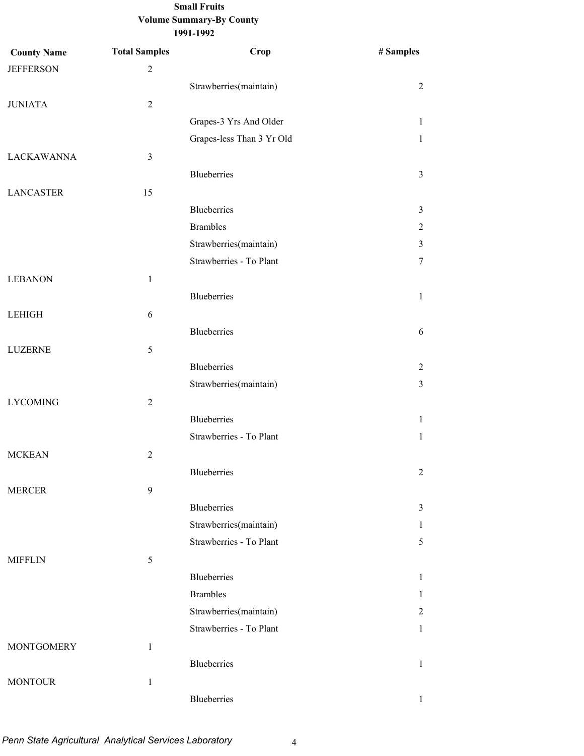**Small Fruits**
**Volume Summary-By County**
**1991-1992**

| County Name | Total Samples | Crop | # Samples |
|---|---|---|---|
| JEFFERSON | 2 | | |
| | | Strawberries(maintain) | 2 |
| JUNIATA | 2 | | |
| | | Grapes-3 Yrs And Older | 1 |
| | | Grapes-less Than 3 Yr Old | 1 |
| LACKAWANNA | 3 | | |
| | | Blueberries | 3 |
| LANCASTER | 15 | | |
| | | Blueberries | 3 |
| | | Brambles | 2 |
| | | Strawberries(maintain) | 3 |
| | | Strawberries - To Plant | 7 |
| LEBANON | 1 | | |
| | | Blueberries | 1 |
| LEHIGH | 6 | | |
| | | Blueberries | 6 |
| LUZERNE | 5 | | |
| | | Blueberries | 2 |
| | | Strawberries(maintain) | 3 |
| LYCOMING | 2 | | |
| | | Blueberries | 1 |
| | | Strawberries - To Plant | 1 |
| MCKEAN | 2 | | |
| | | Blueberries | 2 |
| MERCER | 9 | | |
| | | Blueberries | 3 |
| | | Strawberries(maintain) | 1 |
| | | Strawberries - To Plant | 5 |
| MIFFLIN | 5 | | |
| | | Blueberries | 1 |
| | | Brambles | 1 |
| | | Strawberries(maintain) | 2 |
| | | Strawberries - To Plant | 1 |
| MONTGOMERY | 1 | | |
| | | Blueberries | 1 |
| MONTOUR | 1 | | |
| | | Blueberries | 1 |

*Penn State Agricultural Analytical Services Laboratory*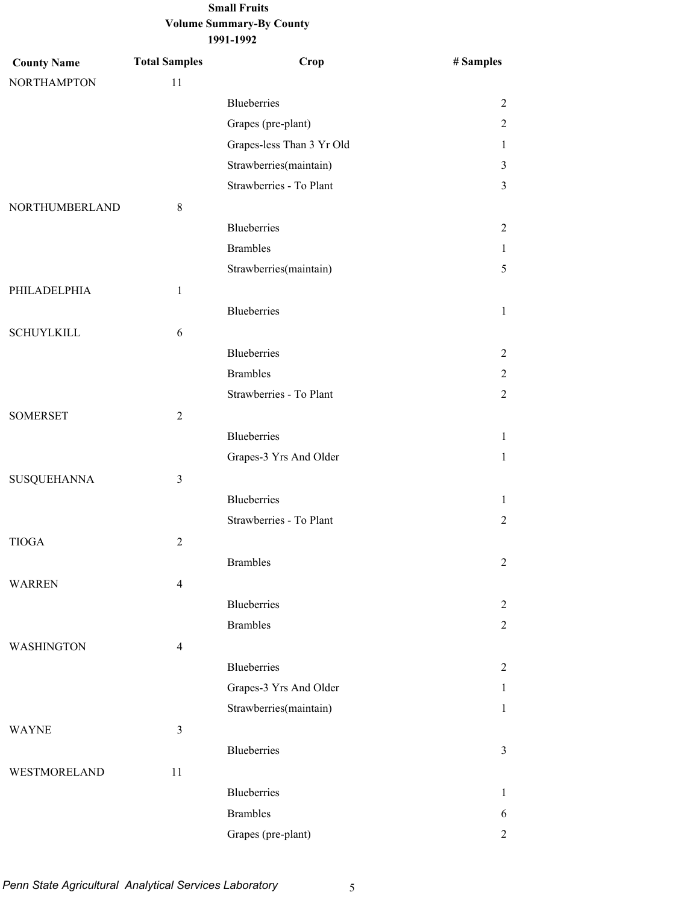**Small Fruits**
**Volume Summary-By County**
**1991-1992**

| County Name | Total Samples | Crop | # Samples |
|---|---|---|---|
| NORTHAMPTON | 11 | | |
| | | Blueberries | 2 |
| | | Grapes (pre-plant) | 2 |
| | | Grapes-less Than 3 Yr Old | 1 |
| | | Strawberries(maintain) | 3 |
| | | Strawberries - To Plant | 3 |
| NORTHUMBERLAND | 8 | | |
| | | Blueberries | 2 |
| | | Brambles | 1 |
| | | Strawberries(maintain) | 5 |
| PHILADELPHIA | 1 | | |
| | | Blueberries | 1 |
| SCHUYLKILL | 6 | | |
| | | Blueberries | 2 |
| | | Brambles | 2 |
| | | Strawberries - To Plant | 2 |
| SOMERSET | 2 | | |
| | | Blueberries | 1 |
| | | Grapes-3 Yrs And Older | 1 |
| SUSQUEHANNA | 3 | | |
| | | Blueberries | 1 |
| | | Strawberries - To Plant | 2 |
| TIOGA | 2 | | |
| | | Brambles | 2 |
| WARREN | 4 | | |
| | | Blueberries | 2 |
| | | Brambles | 2 |
| WASHINGTON | 4 | | |
| | | Blueberries | 2 |
| | | Grapes-3 Yrs And Older | 1 |
| | | Strawberries(maintain) | 1 |
| WAYNE | 3 | | |
| | | Blueberries | 3 |
| WESTMORELAND | 11 | | |
| | | Blueberries | 1 |
| | | Brambles | 6 |
| | | Grapes (pre-plant) | 2 |

*Penn State Agricultural Analytical Services Laboratory*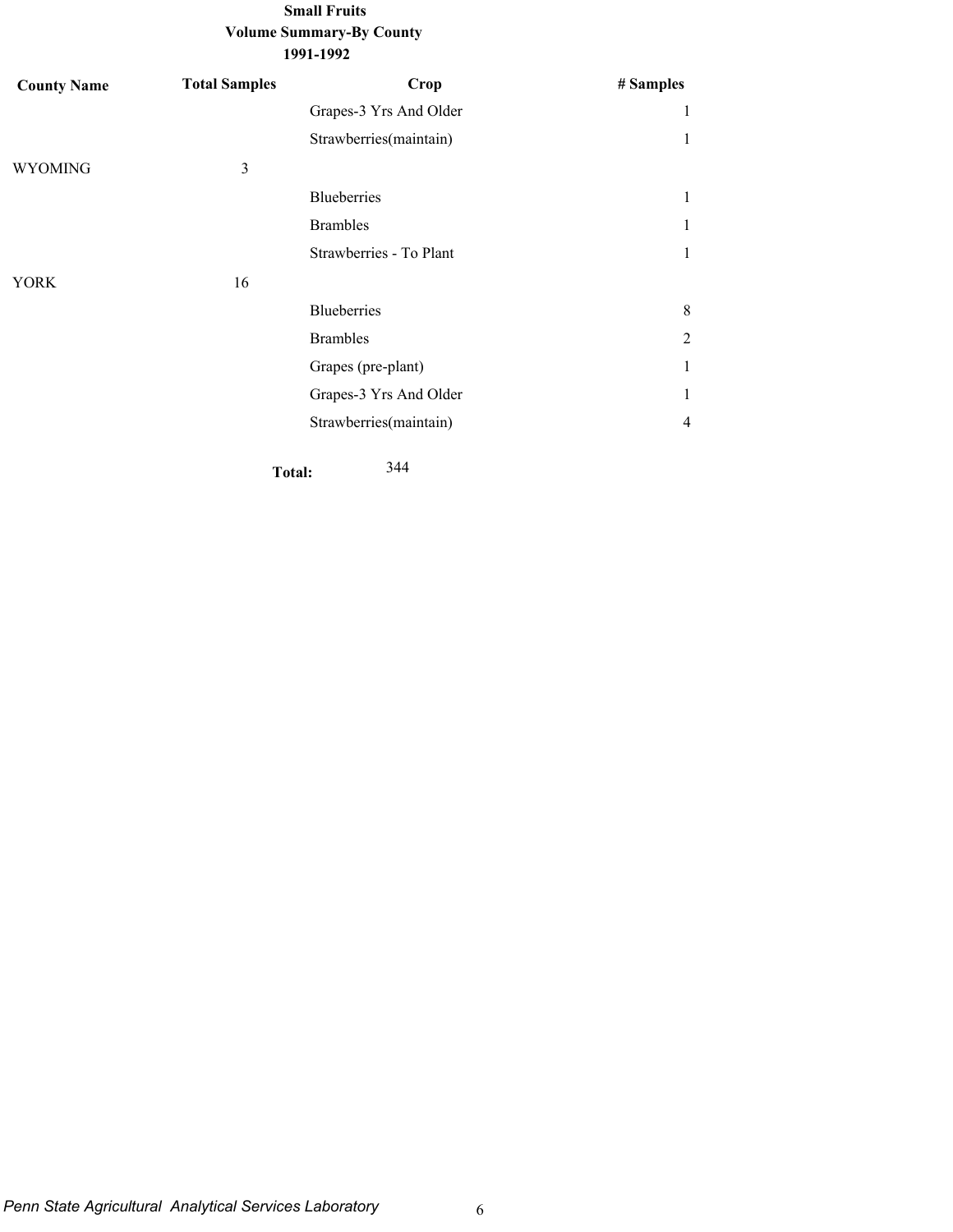**Small Fruits**
**Volume Summary-By County**
**1991-1992**

| County Name | Total Samples | Crop | # Samples |
|---|---|---|---|
| | | Grapes-3 Yrs And Older | 1 |
| | | Strawberries(maintain) | 1 |
| WYOMING | 3 | | |
| | | Blueberries | 1 |
| | | Brambles | 1 |
| | | Strawberries - To Plant | 1 |
| YORK | 16 | | |
| | | Blueberries | 8 |
| | | Brambles | 2 |
| | | Grapes (pre-plant) | 1 |
| | | Grapes-3 Yrs And Older | 1 |
| | | Strawberries(maintain) | 4 |

**Total:** 344

*Penn State Agricultural Analytical Services Laboratory*